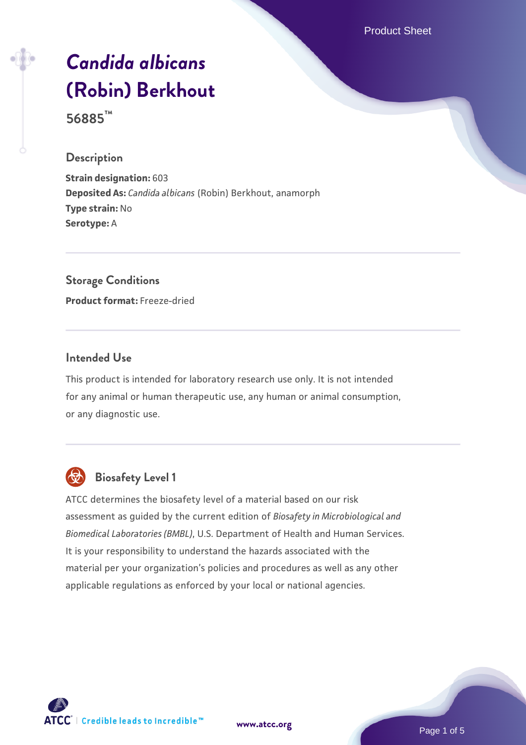# *Candida albicans* (Robin) Berkhout

**56885™**

## Description

**Strain designation:** 603
**Deposited As:** *Candida albicans* (Robin) Berkhout, anamorph
**Type strain:** No
**Serotype:** A

## Storage Conditions

**Product format:** Freeze-dried

## Intended Use

This product is intended for laboratory research use only. It is not intended for any animal or human therapeutic use, any human or animal consumption, or any diagnostic use.

## Biosafety Level 1

ATCC determines the biosafety level of a material based on our risk assessment as guided by the current edition of *Biosafety in Microbiological and Biomedical Laboratories (BMBL)*, U.S. Department of Health and Human Services. It is your responsibility to understand the hazards associated with the material per your organization's policies and procedures as well as any other applicable regulations as enforced by your local or national agencies.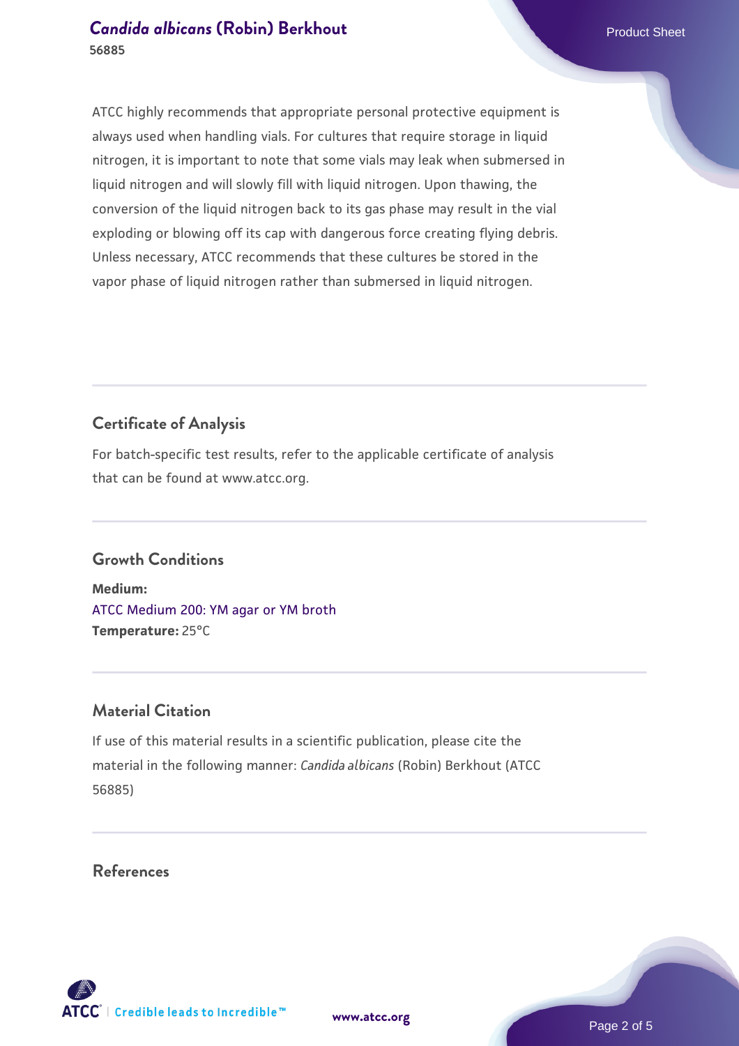ATCC highly recommends that appropriate personal protective equipment is always used when handling vials. For cultures that require storage in liquid nitrogen, it is important to note that some vials may leak when submersed in liquid nitrogen and will slowly fill with liquid nitrogen. Upon thawing, the conversion of the liquid nitrogen back to its gas phase may result in the vial exploding or blowing off its cap with dangerous force creating flying debris. Unless necessary, ATCC recommends that these cultures be stored in the vapor phase of liquid nitrogen rather than submersed in liquid nitrogen.

## Certificate of Analysis

For batch-specific test results, refer to the applicable certificate of analysis that can be found at www.atcc.org.

## Growth Conditions

**Medium:**
ATCC Medium 200: YM agar or YM broth
**Temperature:** 25°C

## Material Citation

If use of this material results in a scientific publication, please cite the material in the following manner: *Candida albicans* (Robin) Berkhout (ATCC 56885)

## References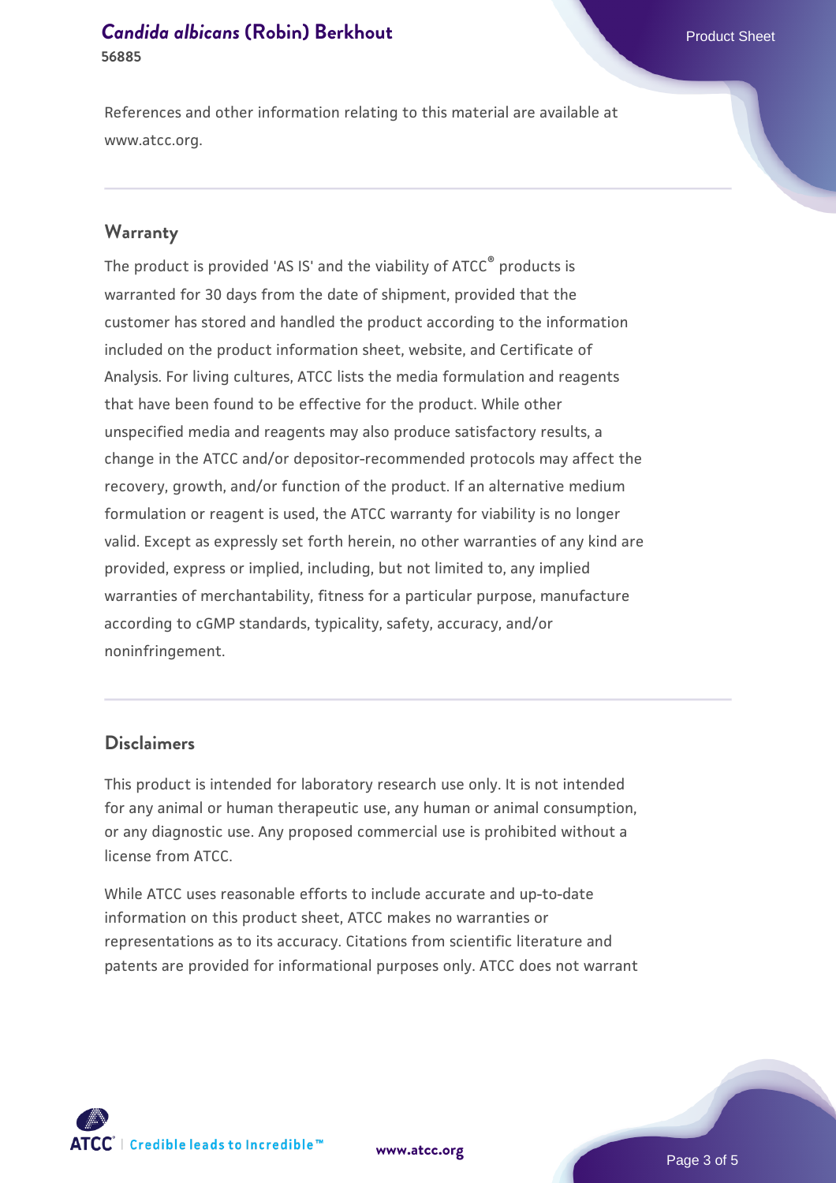References and other information relating to this material are available at www.atcc.org.

## Warranty

The product is provided 'AS IS' and the viability of ATCC® products is warranted for 30 days from the date of shipment, provided that the customer has stored and handled the product according to the information included on the product information sheet, website, and Certificate of Analysis. For living cultures, ATCC lists the media formulation and reagents that have been found to be effective for the product. While other unspecified media and reagents may also produce satisfactory results, a change in the ATCC and/or depositor-recommended protocols may affect the recovery, growth, and/or function of the product. If an alternative medium formulation or reagent is used, the ATCC warranty for viability is no longer valid. Except as expressly set forth herein, no other warranties of any kind are provided, express or implied, including, but not limited to, any implied warranties of merchantability, fitness for a particular purpose, manufacture according to cGMP standards, typicality, safety, accuracy, and/or noninfringement.

## Disclaimers

This product is intended for laboratory research use only. It is not intended for any animal or human therapeutic use, any human or animal consumption, or any diagnostic use. Any proposed commercial use is prohibited without a license from ATCC.

While ATCC uses reasonable efforts to include accurate and up-to-date information on this product sheet, ATCC makes no warranties or representations as to its accuracy. Citations from scientific literature and patents are provided for informational purposes only. ATCC does not warrant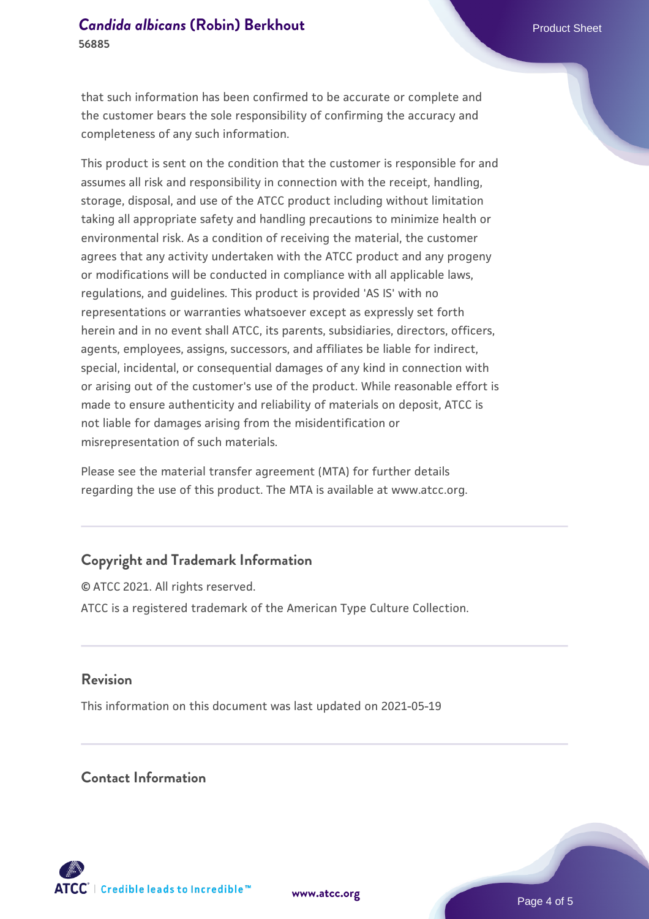that such information has been confirmed to be accurate or complete and the customer bears the sole responsibility of confirming the accuracy and completeness of any such information.

This product is sent on the condition that the customer is responsible for and assumes all risk and responsibility in connection with the receipt, handling, storage, disposal, and use of the ATCC product including without limitation taking all appropriate safety and handling precautions to minimize health or environmental risk. As a condition of receiving the material, the customer agrees that any activity undertaken with the ATCC product and any progeny or modifications will be conducted in compliance with all applicable laws, regulations, and guidelines. This product is provided 'AS IS' with no representations or warranties whatsoever except as expressly set forth herein and in no event shall ATCC, its parents, subsidiaries, directors, officers, agents, employees, assigns, successors, and affiliates be liable for indirect, special, incidental, or consequential damages of any kind in connection with or arising out of the customer's use of the product. While reasonable effort is made to ensure authenticity and reliability of materials on deposit, ATCC is not liable for damages arising from the misidentification or misrepresentation of such materials.

Please see the material transfer agreement (MTA) for further details regarding the use of this product. The MTA is available at www.atcc.org.

## Copyright and Trademark Information

© ATCC 2021. All rights reserved.

ATCC is a registered trademark of the American Type Culture Collection.

## Revision

This information on this document was last updated on 2021-05-19

## Contact Information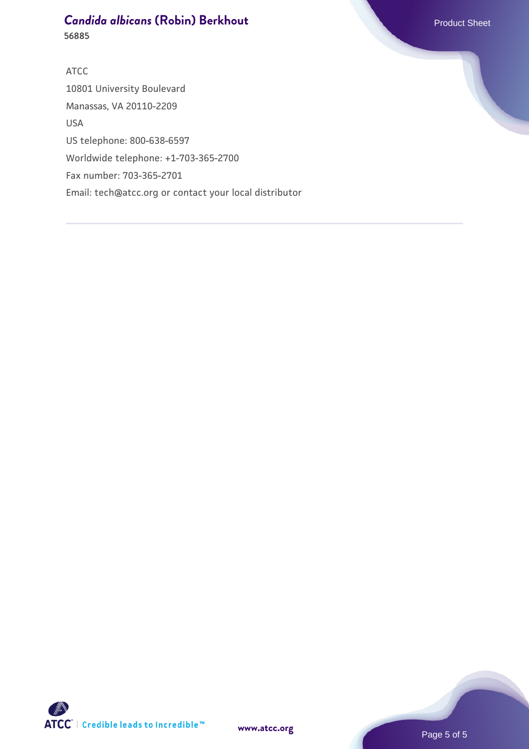ATCC

10801 University Boulevard

Manassas, VA 20110-2209

USA

US telephone: 800-638-6597

Worldwide telephone: +1-703-365-2700

Fax number: 703-365-2701

Email: tech@atcc.org or contact your local distributor